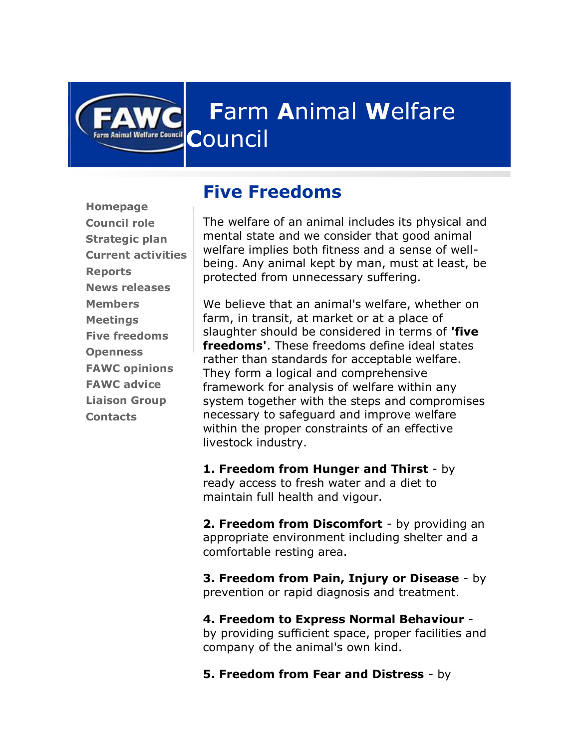# Farm Animal Welfare Council

- Homepage
- Council role
- Strategic plan
- Current activities
- Reports
- News releases
- Members
- Meetings
- Five freedoms
- Openness
- FAWC opinions
- FAWC advice
- Liaison Group
- Contacts

## Five Freedoms

The welfare of an animal includes its physical and mental state and we consider that good animal welfare implies both fitness and a sense of well-being. Any animal kept by man, must at least, be protected from unnecessary suffering.

We believe that an animal's welfare, whether on farm, in transit, at market or at a place of slaughter should be considered in terms of **'five freedoms'**. These freedoms define ideal states rather than standards for acceptable welfare. They form a logical and comprehensive framework for analysis of welfare within any system together with the steps and compromises necessary to safeguard and improve welfare within the proper constraints of an effective livestock industry.

**1. Freedom from Hunger and Thirst** - by ready access to fresh water and a diet to maintain full health and vigour.

**2. Freedom from Discomfort** - by providing an appropriate environment including shelter and a comfortable resting area.

**3. Freedom from Pain, Injury or Disease** - by prevention or rapid diagnosis and treatment.

**4. Freedom to Express Normal Behaviour** - by providing sufficient space, proper facilities and company of the animal's own kind.

**5. Freedom from Fear and Distress** - by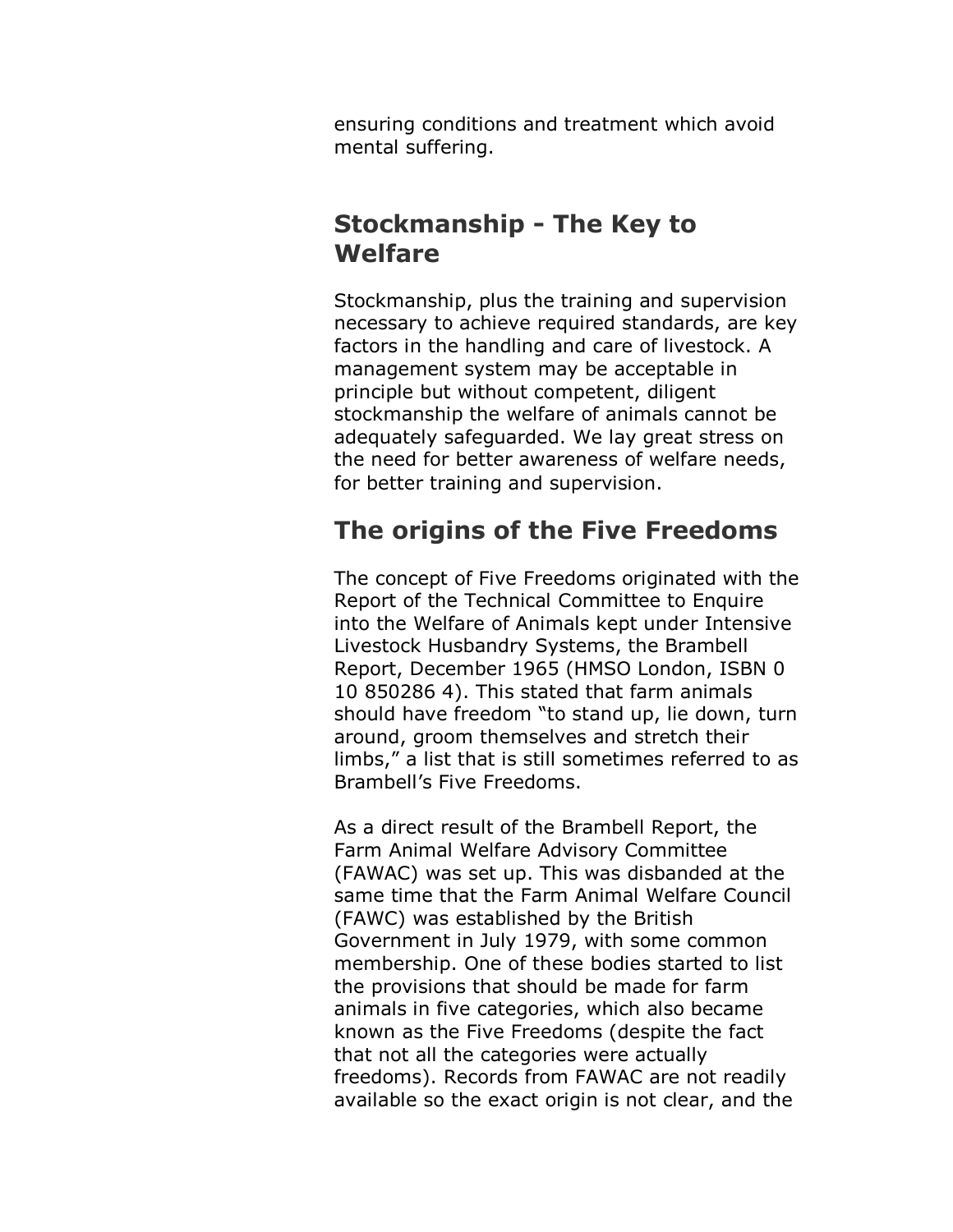ensuring conditions and treatment which avoid mental suffering.

## Stockmanship - The Key to Welfare

Stockmanship, plus the training and supervision necessary to achieve required standards, are key factors in the handling and care of livestock. A management system may be acceptable in principle but without competent, diligent stockmanship the welfare of animals cannot be adequately safeguarded. We lay great stress on the need for better awareness of welfare needs, for better training and supervision.

## The origins of the Five Freedoms

The concept of Five Freedoms originated with the Report of the Technical Committee to Enquire into the Welfare of Animals kept under Intensive Livestock Husbandry Systems, the Brambell Report, December 1965 (HMSO London, ISBN 0 10 850286 4). This stated that farm animals should have freedom "to stand up, lie down, turn around, groom themselves and stretch their limbs," a list that is still sometimes referred to as Brambell's Five Freedoms.

As a direct result of the Brambell Report, the Farm Animal Welfare Advisory Committee (FAWAC) was set up. This was disbanded at the same time that the Farm Animal Welfare Council (FAWC) was established by the British Government in July 1979, with some common membership. One of these bodies started to list the provisions that should be made for farm animals in five categories, which also became known as the Five Freedoms (despite the fact that not all the categories were actually freedoms). Records from FAWAC are not readily available so the exact origin is not clear, and the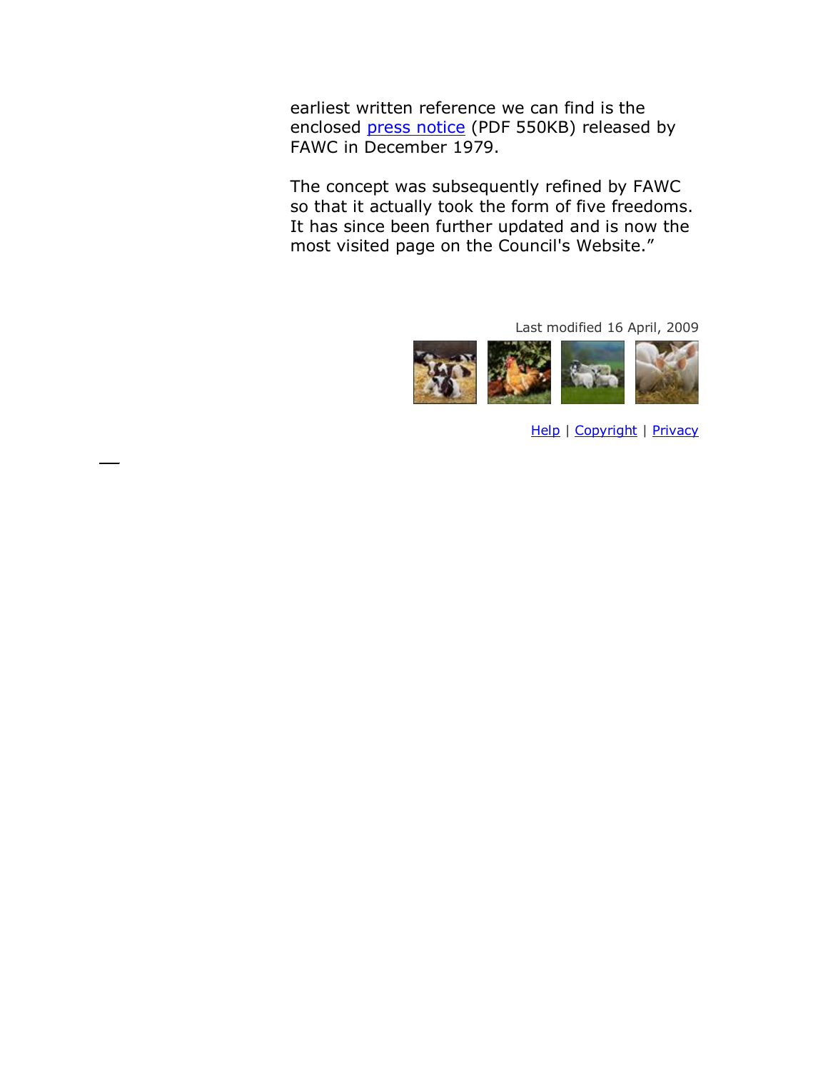earliest written reference we can find is the enclosed press notice (PDF 550KB) released by FAWC in December 1979.

The concept was subsequently refined by FAWC so that it actually took the form of five freedoms. It has since been further updated and is now the most visited page on the Council's Website."

Last modified 16 April, 2009

Help | Copyright | Privacy